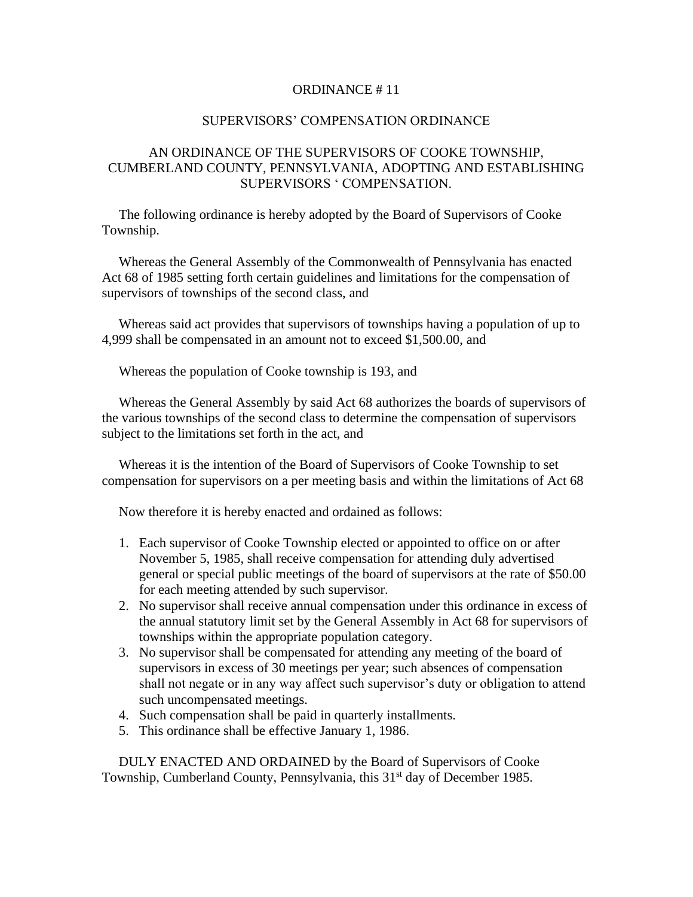# ORDINANCE # 11

## SUPERVISORS' COMPENSATION ORDINANCE

## AN ORDINANCE OF THE SUPERVISORS OF COOKE TOWNSHIP, CUMBERLAND COUNTY, PENNSYLVANIA, ADOPTING AND ESTABLISHING SUPERVISORS ' COMPENSATION.

The following ordinance is hereby adopted by the Board of Supervisors of Cooke Township.

Whereas the General Assembly of the Commonwealth of Pennsylvania has enacted Act 68 of 1985 setting forth certain guidelines and limitations for the compensation of supervisors of townships of the second class, and

Whereas said act provides that supervisors of townships having a population of up to 4,999 shall be compensated in an amount not to exceed $1,500.00, and

Whereas the population of Cooke township is 193, and

Whereas the General Assembly by said Act 68 authorizes the boards of supervisors of the various townships of the second class to determine the compensation of supervisors subject to the limitations set forth in the act, and

Whereas it is the intention of the Board of Supervisors of Cooke Township to set compensation for supervisors on a per meeting basis and within the limitations of Act 68

Now therefore it is hereby enacted and ordained as follows:

1. Each supervisor of Cooke Township elected or appointed to office on or after November 5, 1985, shall receive compensation for attending duly advertised general or special public meetings of the board of supervisors at the rate of $50.00 for each meeting attended by such supervisor.
2. No supervisor shall receive annual compensation under this ordinance in excess of the annual statutory limit set by the General Assembly in Act 68 for supervisors of townships within the appropriate population category.
3. No supervisor shall be compensated for attending any meeting of the board of supervisors in excess of 30 meetings per year; such absences of compensation shall not negate or in any way affect such supervisor's duty or obligation to attend such uncompensated meetings.
4. Such compensation shall be paid in quarterly installments.
5. This ordinance shall be effective January 1, 1986.

DULY ENACTED AND ORDAINED by the Board of Supervisors of Cooke Township, Cumberland County, Pennsylvania, this 31st day of December 1985.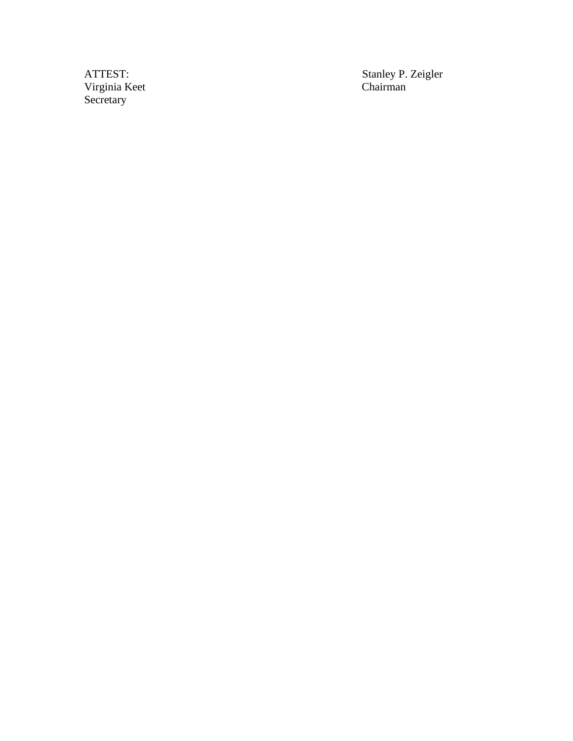ATTEST:
Virginia Keet
Secretary

Stanley P. Zeigler
Chairman